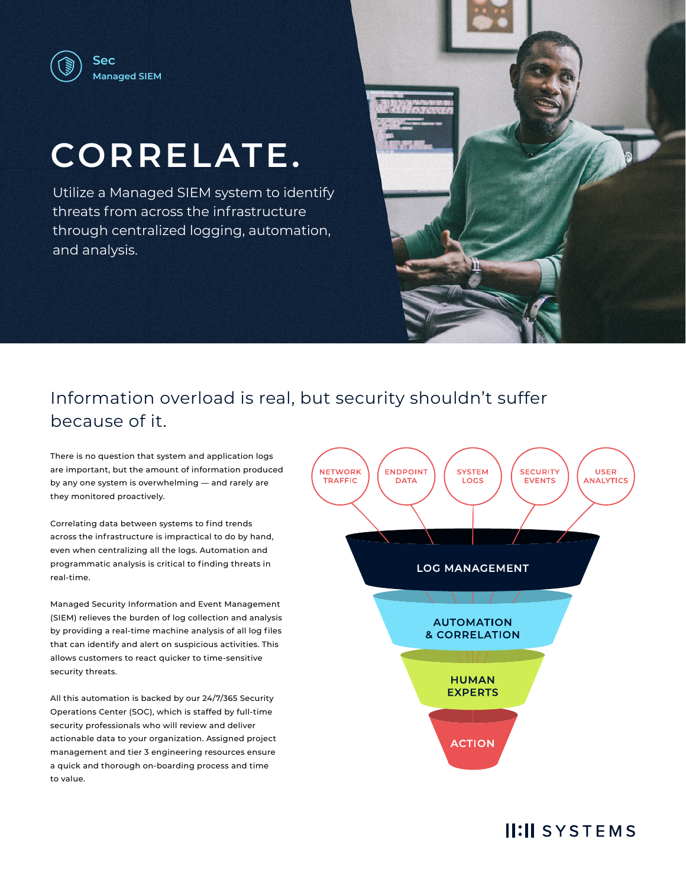Sec
Managed SIEM

# CORRELATE.

Utilize a Managed SIEM system to identify threats from across the infrastructure through centralized logging, automation, and analysis.

## Information overload is real, but security shouldn't suffer because of it.

There is no question that system and application logs are important, but the amount of information produced by any one system is overwhelming — and rarely are they monitored proactively.

Correlating data between systems to find trends across the infrastructure is impractical to do by hand, even when centralizing all the logs. Automation and programmatic analysis is critical to finding threats in real-time.

Managed Security Information and Event Management (SIEM) relieves the burden of log collection and analysis by providing a real-time machine analysis of all log files that can identify and alert on suspicious activities. This allows customers to react quicker to time-sensitive security threats.

All this automation is backed by our 24/7/365 Security Operations Center (SOC), which is staffed by full-time security professionals who will review and deliver actionable data to your organization. Assigned project management and tier 3 engineering resources ensure a quick and thorough on-boarding process and time to value.

NETWORK TRAFFIC | ENDPOINT DATA | SYSTEM LOGS | SECURITY EVENTS | USER ANALYTICS

LOG MANAGEMENT

AUTOMATION & CORRELATION

HUMAN EXPERTS

ACTION

II:II SYSTEMS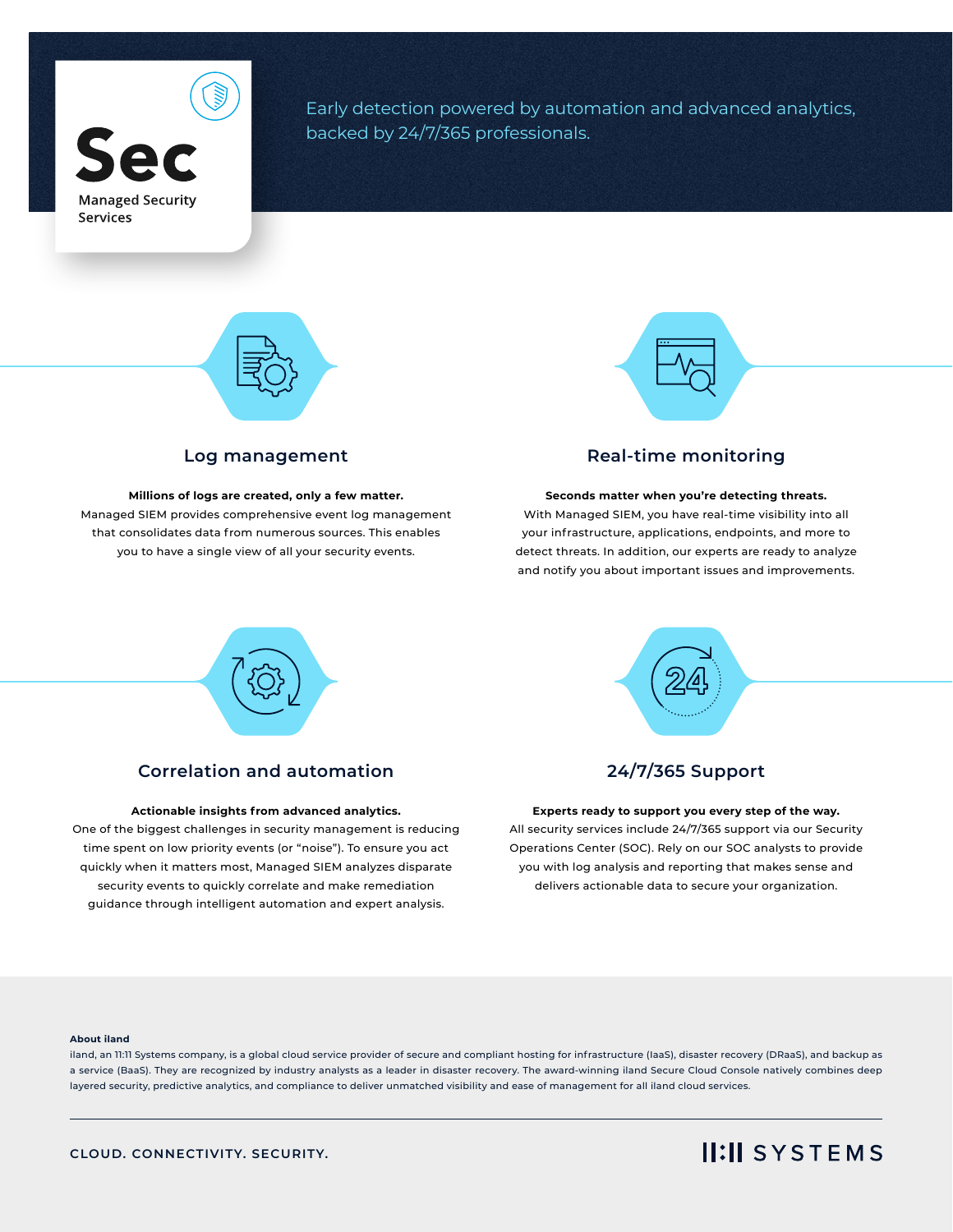# Sec

Managed Security Services

Early detection powered by automation and advanced analytics, backed by 24/7/365 professionals.

## Log management

**Millions of logs are created, only a few matter.**
Managed SIEM provides comprehensive event log management that consolidates data from numerous sources. This enables you to have a single view of all your security events.

## Real-time monitoring

**Seconds matter when you're detecting threats.**
With Managed SIEM, you have real-time visibility into all your infrastructure, applications, endpoints, and more to detect threats. In addition, our experts are ready to analyze and notify you about important issues and improvements.

## Correlation and automation

**Actionable insights from advanced analytics.**
One of the biggest challenges in security management is reducing time spent on low priority events (or "noise"). To ensure you act quickly when it matters most, Managed SIEM analyzes disparate security events to quickly correlate and make remediation guidance through intelligent automation and expert analysis.

## 24/7/365 Support

**Experts ready to support you every step of the way.**
All security services include 24/7/365 support via our Security Operations Center (SOC). Rely on our SOC analysts to provide you with log analysis and reporting that makes sense and delivers actionable data to secure your organization.

**About iland**
iland, an 11:11 Systems company, is a global cloud service provider of secure and compliant hosting for infrastructure (IaaS), disaster recovery (DRaaS), and backup as a service (BaaS). They are recognized by industry analysts as a leader in disaster recovery. The award-winning iland Secure Cloud Console natively combines deep layered security, predictive analytics, and compliance to deliver unmatched visibility and ease of management for all iland cloud services.

CLOUD. CONNECTIVITY. SECURITY.

11:11 SYSTEMS